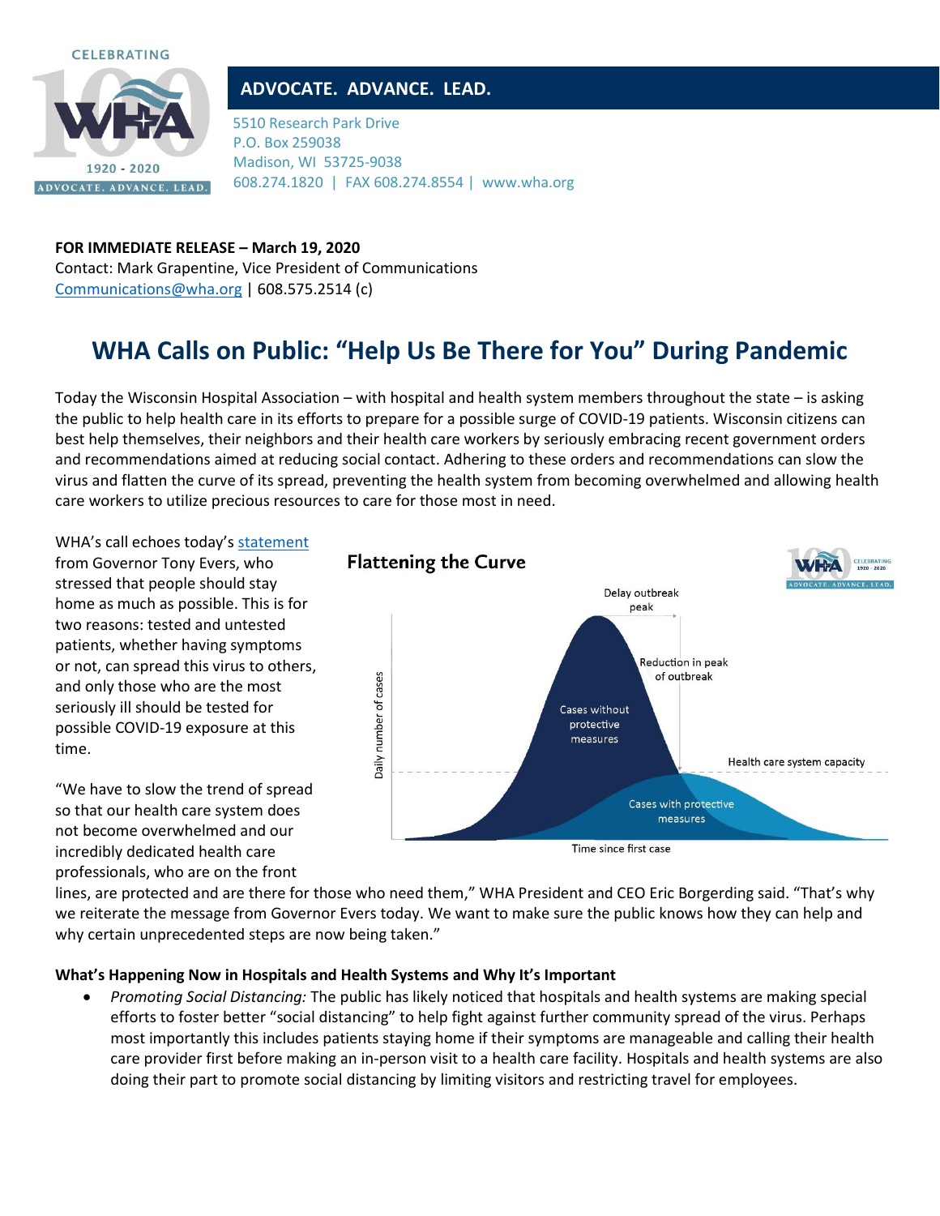CELEBRATING

1920 - 2020

ADVOCATE. ADVANCE. LEAD.

**ADVOCATE. ADVANCE. LEAD.**

5510 Research Park Drive
P.O. Box 259038
Madison, WI 53725-9038
608.274.1820 | FAX 608.274.8554 | www.wha.org

**FOR IMMEDIATE RELEASE – March 19, 2020**
Contact: Mark Grapentine, Vice President of Communications
Communications@wha.org | 608.575.2514 (c)

# WHA Calls on Public: "Help Us Be There for You" During Pandemic

Today the Wisconsin Hospital Association – with hospital and health system members throughout the state – is asking the public to help health care in its efforts to prepare for a possible surge of COVID-19 patients. Wisconsin citizens can best help themselves, their neighbors and their health care workers by seriously embracing recent government orders and recommendations aimed at reducing social contact. Adhering to these orders and recommendations can slow the virus and flatten the curve of its spread, preventing the health system from becoming overwhelmed and allowing health care workers to utilize precious resources to care for those most in need.

WHA's call echoes today's statement from Governor Tony Evers, who stressed that people should stay home as much as possible. This is for two reasons: tested and untested patients, whether having symptoms or not, can spread this virus to others, and only those who are the most seriously ill should be tested for possible COVID-19 exposure at this time.

**Flattening the Curve**

Delay outbreak peak

Reduction in peak of outbreak

Cases without protective measures

Health care system capacity

Cases with protective measures

Daily number of cases

Time since first case

"We have to slow the trend of spread so that our health care system does not become overwhelmed and our incredibly dedicated health care professionals, who are on the front lines, are protected and are there for those who need them," WHA President and CEO Eric Borgerding said. "That's why we reiterate the message from Governor Evers today. We want to make sure the public knows how they can help and why certain unprecedented steps are now being taken."

**What's Happening Now in Hospitals and Health Systems and Why It's Important**

- *Promoting Social Distancing:* The public has likely noticed that hospitals and health systems are making special efforts to foster better "social distancing" to help fight against further community spread of the virus. Perhaps most importantly this includes patients staying home if their symptoms are manageable and calling their health care provider first before making an in-person visit to a health care facility. Hospitals and health systems are also doing their part to promote social distancing by limiting visitors and restricting travel for employees.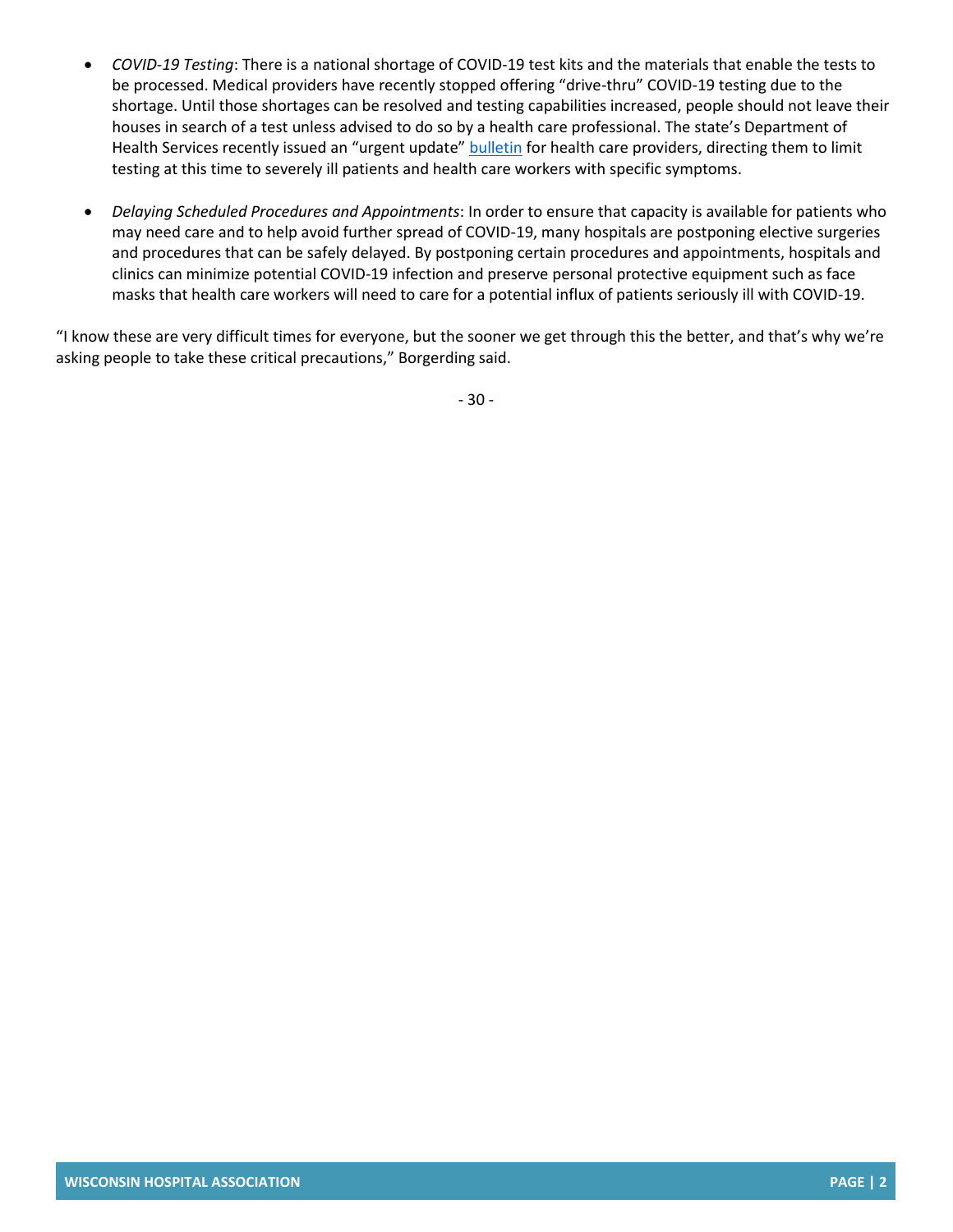- *COVID-19 Testing*: There is a national shortage of COVID-19 test kits and the materials that enable the tests to be processed. Medical providers have recently stopped offering "drive-thru" COVID-19 testing due to the shortage. Until those shortages can be resolved and testing capabilities increased, people should not leave their houses in search of a test unless advised to do so by a health care professional. The state's Department of Health Services recently issued an "urgent update" bulletin for health care providers, directing them to limit testing at this time to severely ill patients and health care workers with specific symptoms.

- *Delaying Scheduled Procedures and Appointments*: In order to ensure that capacity is available for patients who may need care and to help avoid further spread of COVID-19, many hospitals are postponing elective surgeries and procedures that can be safely delayed. By postponing certain procedures and appointments, hospitals and clinics can minimize potential COVID-19 infection and preserve personal protective equipment such as face masks that health care workers will need to care for a potential influx of patients seriously ill with COVID-19.

"I know these are very difficult times for everyone, but the sooner we get through this the better, and that's why we're asking people to take these critical precautions," Borgerding said.

\- 30 -